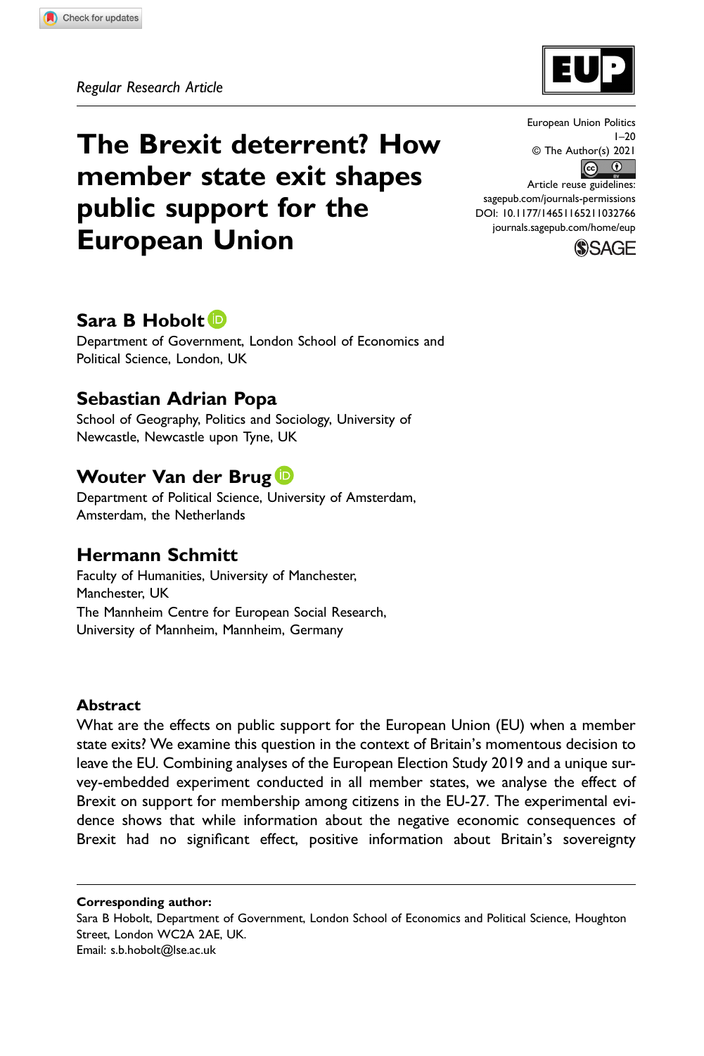Regular Research Article

# The Brexit deterrent? How member state exit shapes public support for the European Union

European Union Politics
1–20
© The Author(s) 2021
Article reuse guidelines: sagepub.com/journals-permissions
DOI: 10.1177/14651165211032766
journals.sagepub.com/home/eup

**Sara B Hobolt**
Department of Government, London School of Economics and Political Science, London, UK

**Sebastian Adrian Popa**
School of Geography, Politics and Sociology, University of Newcastle, Newcastle upon Tyne, UK

**Wouter Van der Brug**
Department of Political Science, University of Amsterdam, Amsterdam, the Netherlands

**Hermann Schmitt**
Faculty of Humanities, University of Manchester, Manchester, UK
The Mannheim Centre for European Social Research, University of Mannheim, Mannheim, Germany

## Abstract

What are the effects on public support for the European Union (EU) when a member state exits? We examine this question in the context of Britain's momentous decision to leave the EU. Combining analyses of the European Election Study 2019 and a unique survey-embedded experiment conducted in all member states, we analyse the effect of Brexit on support for membership among citizens in the EU-27. The experimental evidence shows that while information about the negative economic consequences of Brexit had no significant effect, positive information about Britain's sovereignty

**Corresponding author:**
Sara B Hobolt, Department of Government, London School of Economics and Political Science, Houghton Street, London WC2A 2AE, UK.
Email: s.b.hobolt@lse.ac.uk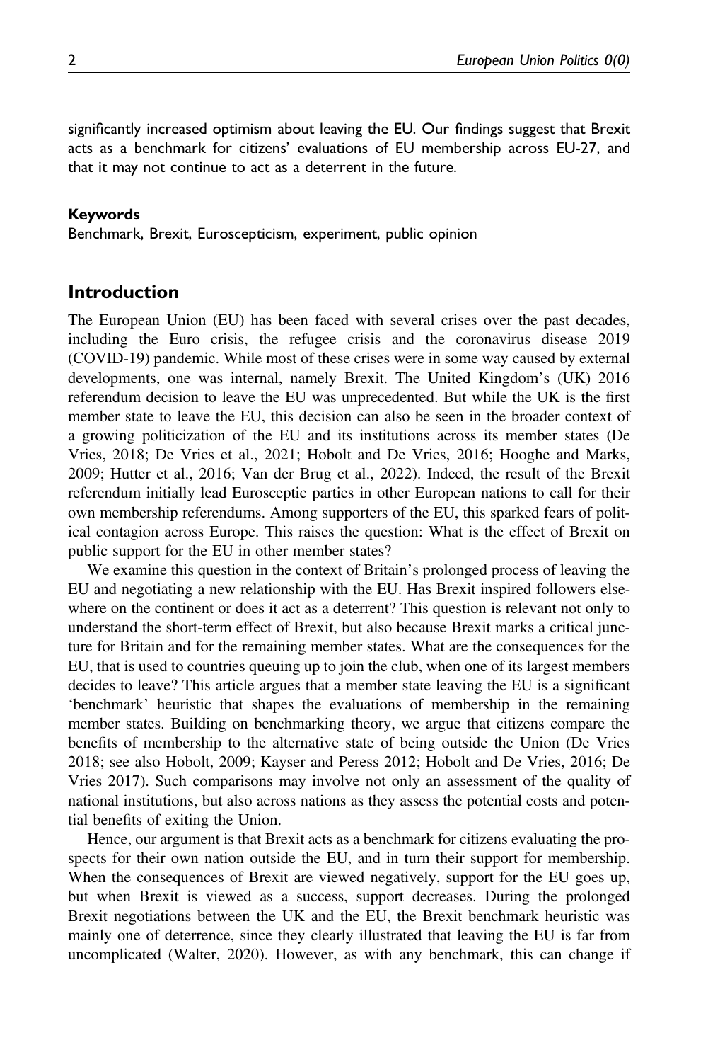significantly increased optimism about leaving the EU. Our findings suggest that Brexit acts as a benchmark for citizens' evaluations of EU membership across EU-27, and that it may not continue to act as a deterrent in the future.

**Keywords**

Benchmark, Brexit, Euroscepticism, experiment, public opinion

## Introduction

The European Union (EU) has been faced with several crises over the past decades, including the Euro crisis, the refugee crisis and the coronavirus disease 2019 (COVID-19) pandemic. While most of these crises were in some way caused by external developments, one was internal, namely Brexit. The United Kingdom's (UK) 2016 referendum decision to leave the EU was unprecedented. But while the UK is the first member state to leave the EU, this decision can also be seen in the broader context of a growing politicization of the EU and its institutions across its member states (De Vries, 2018; De Vries et al., 2021; Hobolt and De Vries, 2016; Hooghe and Marks, 2009; Hutter et al., 2016; Van der Brug et al., 2022). Indeed, the result of the Brexit referendum initially lead Eurosceptic parties in other European nations to call for their own membership referendums. Among supporters of the EU, this sparked fears of political contagion across Europe. This raises the question: What is the effect of Brexit on public support for the EU in other member states?

We examine this question in the context of Britain's prolonged process of leaving the EU and negotiating a new relationship with the EU. Has Brexit inspired followers elsewhere on the continent or does it act as a deterrent? This question is relevant not only to understand the short-term effect of Brexit, but also because Brexit marks a critical juncture for Britain and for the remaining member states. What are the consequences for the EU, that is used to countries queuing up to join the club, when one of its largest members decides to leave? This article argues that a member state leaving the EU is a significant 'benchmark' heuristic that shapes the evaluations of membership in the remaining member states. Building on benchmarking theory, we argue that citizens compare the benefits of membership to the alternative state of being outside the Union (De Vries 2018; see also Hobolt, 2009; Kayser and Peress 2012; Hobolt and De Vries, 2016; De Vries 2017). Such comparisons may involve not only an assessment of the quality of national institutions, but also across nations as they assess the potential costs and potential benefits of exiting the Union.

Hence, our argument is that Brexit acts as a benchmark for citizens evaluating the prospects for their own nation outside the EU, and in turn their support for membership. When the consequences of Brexit are viewed negatively, support for the EU goes up, but when Brexit is viewed as a success, support decreases. During the prolonged Brexit negotiations between the UK and the EU, the Brexit benchmark heuristic was mainly one of deterrence, since they clearly illustrated that leaving the EU is far from uncomplicated (Walter, 2020). However, as with any benchmark, this can change if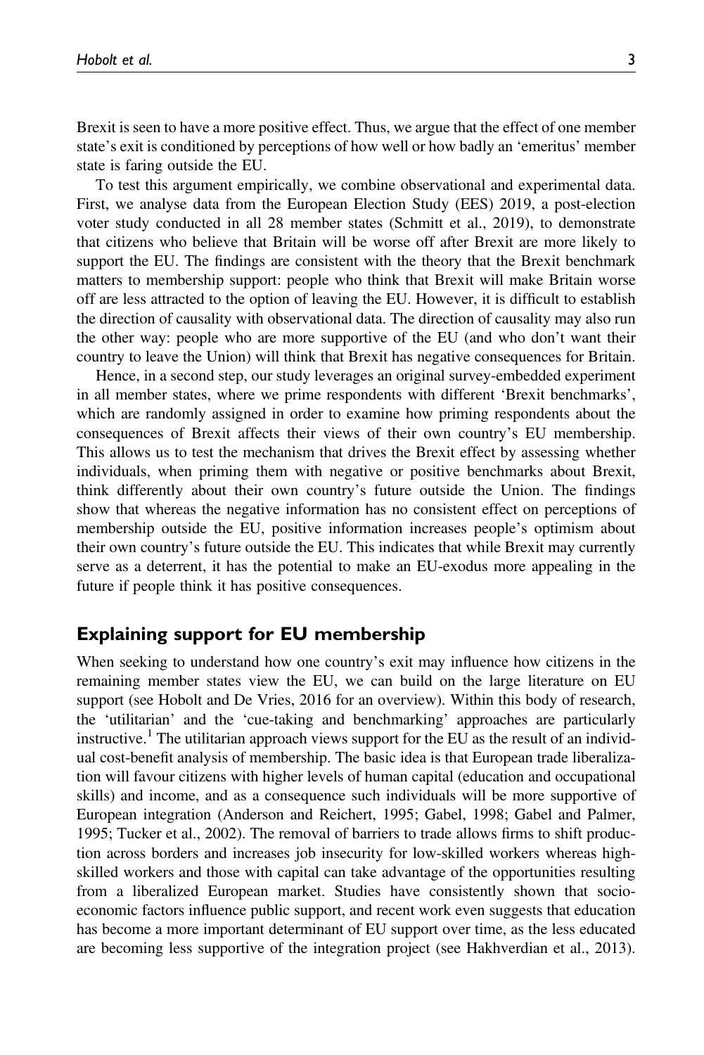Brexit is seen to have a more positive effect. Thus, we argue that the effect of one member state's exit is conditioned by perceptions of how well or how badly an 'emeritus' member state is faring outside the EU.

To test this argument empirically, we combine observational and experimental data. First, we analyse data from the European Election Study (EES) 2019, a post-election voter study conducted in all 28 member states (Schmitt et al., 2019), to demonstrate that citizens who believe that Britain will be worse off after Brexit are more likely to support the EU. The findings are consistent with the theory that the Brexit benchmark matters to membership support: people who think that Brexit will make Britain worse off are less attracted to the option of leaving the EU. However, it is difficult to establish the direction of causality with observational data. The direction of causality may also run the other way: people who are more supportive of the EU (and who don't want their country to leave the Union) will think that Brexit has negative consequences for Britain.

Hence, in a second step, our study leverages an original survey-embedded experiment in all member states, where we prime respondents with different 'Brexit benchmarks', which are randomly assigned in order to examine how priming respondents about the consequences of Brexit affects their views of their own country's EU membership. This allows us to test the mechanism that drives the Brexit effect by assessing whether individuals, when priming them with negative or positive benchmarks about Brexit, think differently about their own country's future outside the Union. The findings show that whereas the negative information has no consistent effect on perceptions of membership outside the EU, positive information increases people's optimism about their own country's future outside the EU. This indicates that while Brexit may currently serve as a deterrent, it has the potential to make an EU-exodus more appealing in the future if people think it has positive consequences.

## Explaining support for EU membership

When seeking to understand how one country's exit may influence how citizens in the remaining member states view the EU, we can build on the large literature on EU support (see Hobolt and De Vries, 2016 for an overview). Within this body of research, the 'utilitarian' and the 'cue-taking and benchmarking' approaches are particularly instructive.[1] The utilitarian approach views support for the EU as the result of an individual cost-benefit analysis of membership. The basic idea is that European trade liberalization will favour citizens with higher levels of human capital (education and occupational skills) and income, and as a consequence such individuals will be more supportive of European integration (Anderson and Reichert, 1995; Gabel, 1998; Gabel and Palmer, 1995; Tucker et al., 2002). The removal of barriers to trade allows firms to shift production across borders and increases job insecurity for low-skilled workers whereas high-skilled workers and those with capital can take advantage of the opportunities resulting from a liberalized European market. Studies have consistently shown that socio-economic factors influence public support, and recent work even suggests that education has become a more important determinant of EU support over time, as the less educated are becoming less supportive of the integration project (see Hakhverdian et al., 2013).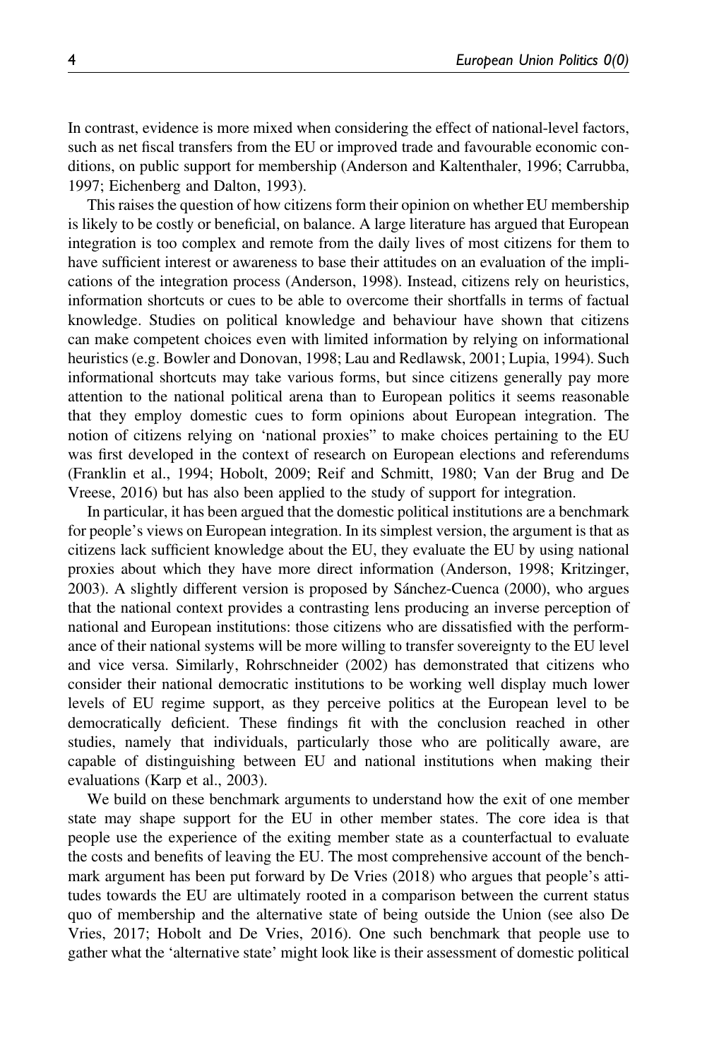In contrast, evidence is more mixed when considering the effect of national-level factors, such as net fiscal transfers from the EU or improved trade and favourable economic conditions, on public support for membership (Anderson and Kaltenthaler, 1996; Carrubba, 1997; Eichenberg and Dalton, 1993).

This raises the question of how citizens form their opinion on whether EU membership is likely to be costly or beneficial, on balance. A large literature has argued that European integration is too complex and remote from the daily lives of most citizens for them to have sufficient interest or awareness to base their attitudes on an evaluation of the implications of the integration process (Anderson, 1998). Instead, citizens rely on heuristics, information shortcuts or cues to be able to overcome their shortfalls in terms of factual knowledge. Studies on political knowledge and behaviour have shown that citizens can make competent choices even with limited information by relying on informational heuristics (e.g. Bowler and Donovan, 1998; Lau and Redlawsk, 2001; Lupia, 1994). Such informational shortcuts may take various forms, but since citizens generally pay more attention to the national political arena than to European politics it seems reasonable that they employ domestic cues to form opinions about European integration. The notion of citizens relying on 'national proxies" to make choices pertaining to the EU was first developed in the context of research on European elections and referendums (Franklin et al., 1994; Hobolt, 2009; Reif and Schmitt, 1980; Van der Brug and De Vreese, 2016) but has also been applied to the study of support for integration.

In particular, it has been argued that the domestic political institutions are a benchmark for people's views on European integration. In its simplest version, the argument is that as citizens lack sufficient knowledge about the EU, they evaluate the EU by using national proxies about which they have more direct information (Anderson, 1998; Kritzinger, 2003). A slightly different version is proposed by Sánchez-Cuenca (2000), who argues that the national context provides a contrasting lens producing an inverse perception of national and European institutions: those citizens who are dissatisfied with the performance of their national systems will be more willing to transfer sovereignty to the EU level and vice versa. Similarly, Rohrschneider (2002) has demonstrated that citizens who consider their national democratic institutions to be working well display much lower levels of EU regime support, as they perceive politics at the European level to be democratically deficient. These findings fit with the conclusion reached in other studies, namely that individuals, particularly those who are politically aware, are capable of distinguishing between EU and national institutions when making their evaluations (Karp et al., 2003).

We build on these benchmark arguments to understand how the exit of one member state may shape support for the EU in other member states. The core idea is that people use the experience of the exiting member state as a counterfactual to evaluate the costs and benefits of leaving the EU. The most comprehensive account of the benchmark argument has been put forward by De Vries (2018) who argues that people's attitudes towards the EU are ultimately rooted in a comparison between the current status quo of membership and the alternative state of being outside the Union (see also De Vries, 2017; Hobolt and De Vries, 2016). One such benchmark that people use to gather what the 'alternative state' might look like is their assessment of domestic political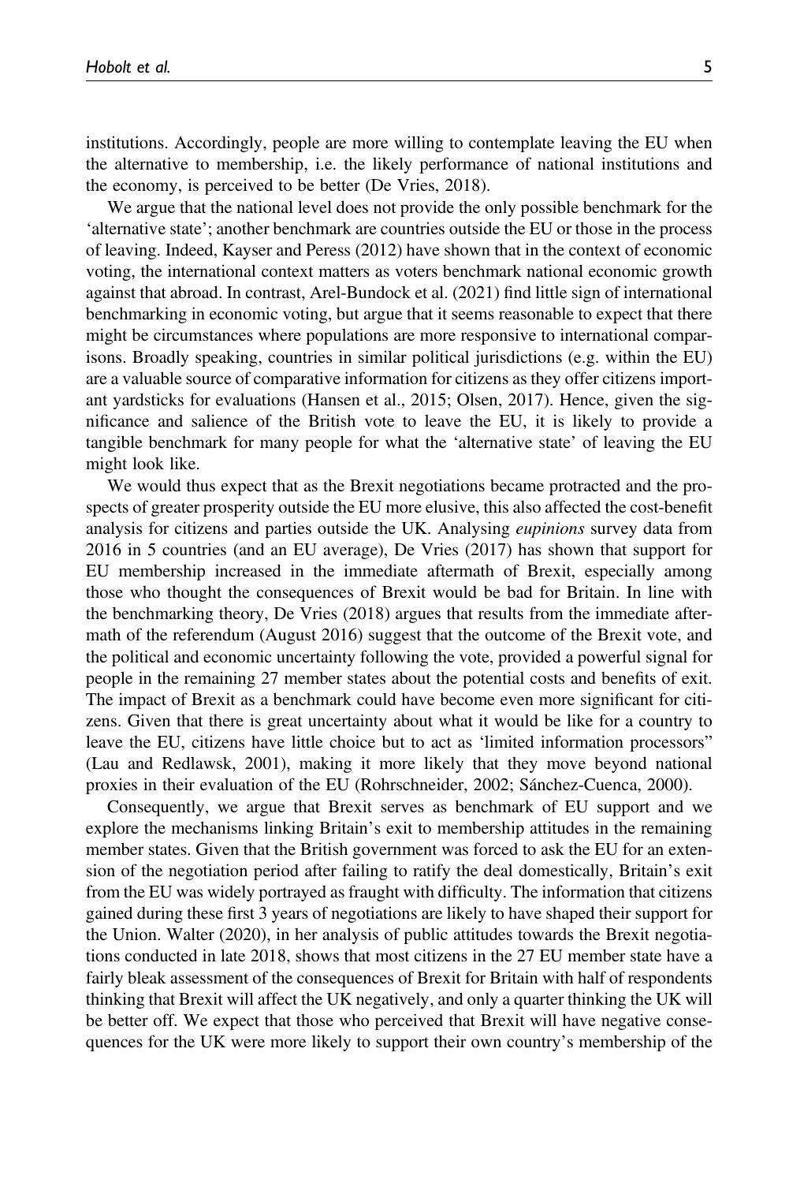institutions. Accordingly, people are more willing to contemplate leaving the EU when the alternative to membership, i.e. the likely performance of national institutions and the economy, is perceived to be better (De Vries, 2018).

We argue that the national level does not provide the only possible benchmark for the 'alternative state'; another benchmark are countries outside the EU or those in the process of leaving. Indeed, Kayser and Peress (2012) have shown that in the context of economic voting, the international context matters as voters benchmark national economic growth against that abroad. In contrast, Arel-Bundock et al. (2021) find little sign of international benchmarking in economic voting, but argue that it seems reasonable to expect that there might be circumstances where populations are more responsive to international comparisons. Broadly speaking, countries in similar political jurisdictions (e.g. within the EU) are a valuable source of comparative information for citizens as they offer citizens important yardsticks for evaluations (Hansen et al., 2015; Olsen, 2017). Hence, given the significance and salience of the British vote to leave the EU, it is likely to provide a tangible benchmark for many people for what the 'alternative state' of leaving the EU might look like.

We would thus expect that as the Brexit negotiations became protracted and the prospects of greater prosperity outside the EU more elusive, this also affected the cost-benefit analysis for citizens and parties outside the UK. Analysing *eupinions* survey data from 2016 in 5 countries (and an EU average), De Vries (2017) has shown that support for EU membership increased in the immediate aftermath of Brexit, especially among those who thought the consequences of Brexit would be bad for Britain. In line with the benchmarking theory, De Vries (2018) argues that results from the immediate aftermath of the referendum (August 2016) suggest that the outcome of the Brexit vote, and the political and economic uncertainty following the vote, provided a powerful signal for people in the remaining 27 member states about the potential costs and benefits of exit. The impact of Brexit as a benchmark could have become even more significant for citizens. Given that there is great uncertainty about what it would be like for a country to leave the EU, citizens have little choice but to act as 'limited information processors" (Lau and Redlawsk, 2001), making it more likely that they move beyond national proxies in their evaluation of the EU (Rohrschneider, 2002; Sánchez-Cuenca, 2000).

Consequently, we argue that Brexit serves as benchmark of EU support and we explore the mechanisms linking Britain's exit to membership attitudes in the remaining member states. Given that the British government was forced to ask the EU for an extension of the negotiation period after failing to ratify the deal domestically, Britain's exit from the EU was widely portrayed as fraught with difficulty. The information that citizens gained during these first 3 years of negotiations are likely to have shaped their support for the Union. Walter (2020), in her analysis of public attitudes towards the Brexit negotiations conducted in late 2018, shows that most citizens in the 27 EU member state have a fairly bleak assessment of the consequences of Brexit for Britain with half of respondents thinking that Brexit will affect the UK negatively, and only a quarter thinking the UK will be better off. We expect that those who perceived that Brexit will have negative consequences for the UK were more likely to support their own country's membership of the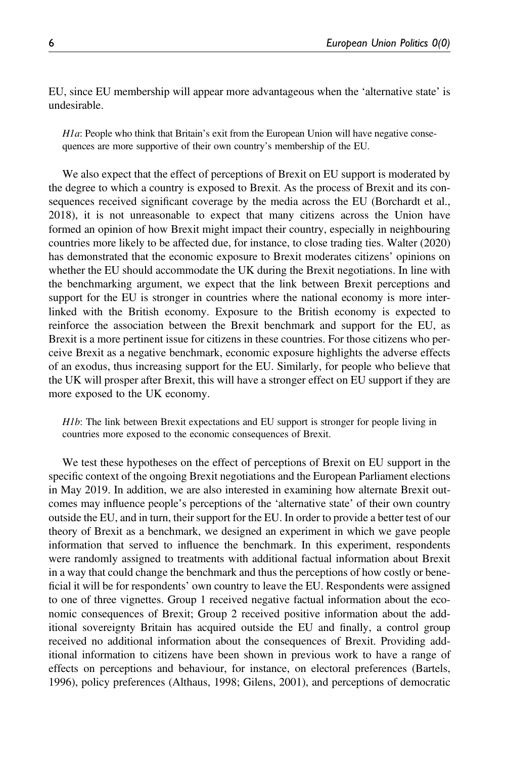EU, since EU membership will appear more advantageous when the 'alternative state' is undesirable.

> *H1a*: People who think that Britain's exit from the European Union will have negative consequences are more supportive of their own country's membership of the EU.

We also expect that the effect of perceptions of Brexit on EU support is moderated by the degree to which a country is exposed to Brexit. As the process of Brexit and its consequences received significant coverage by the media across the EU (Borchardt et al., 2018), it is not unreasonable to expect that many citizens across the Union have formed an opinion of how Brexit might impact their country, especially in neighbouring countries more likely to be affected due, for instance, to close trading ties. Walter (2020) has demonstrated that the economic exposure to Brexit moderates citizens' opinions on whether the EU should accommodate the UK during the Brexit negotiations. In line with the benchmarking argument, we expect that the link between Brexit perceptions and support for the EU is stronger in countries where the national economy is more interlinked with the British economy. Exposure to the British economy is expected to reinforce the association between the Brexit benchmark and support for the EU, as Brexit is a more pertinent issue for citizens in these countries. For those citizens who perceive Brexit as a negative benchmark, economic exposure highlights the adverse effects of an exodus, thus increasing support for the EU. Similarly, for people who believe that the UK will prosper after Brexit, this will have a stronger effect on EU support if they are more exposed to the UK economy.

> *H1b*: The link between Brexit expectations and EU support is stronger for people living in countries more exposed to the economic consequences of Brexit.

We test these hypotheses on the effect of perceptions of Brexit on EU support in the specific context of the ongoing Brexit negotiations and the European Parliament elections in May 2019. In addition, we are also interested in examining how alternate Brexit outcomes may influence people's perceptions of the 'alternative state' of their own country outside the EU, and in turn, their support for the EU. In order to provide a better test of our theory of Brexit as a benchmark, we designed an experiment in which we gave people information that served to influence the benchmark. In this experiment, respondents were randomly assigned to treatments with additional factual information about Brexit in a way that could change the benchmark and thus the perceptions of how costly or beneficial it will be for respondents' own country to leave the EU. Respondents were assigned to one of three vignettes. Group 1 received negative factual information about the economic consequences of Brexit; Group 2 received positive information about the additional sovereignty Britain has acquired outside the EU and finally, a control group received no additional information about the consequences of Brexit. Providing additional information to citizens have been shown in previous work to have a range of effects on perceptions and behaviour, for instance, on electoral preferences (Bartels, 1996), policy preferences (Althaus, 1998; Gilens, 2001), and perceptions of democratic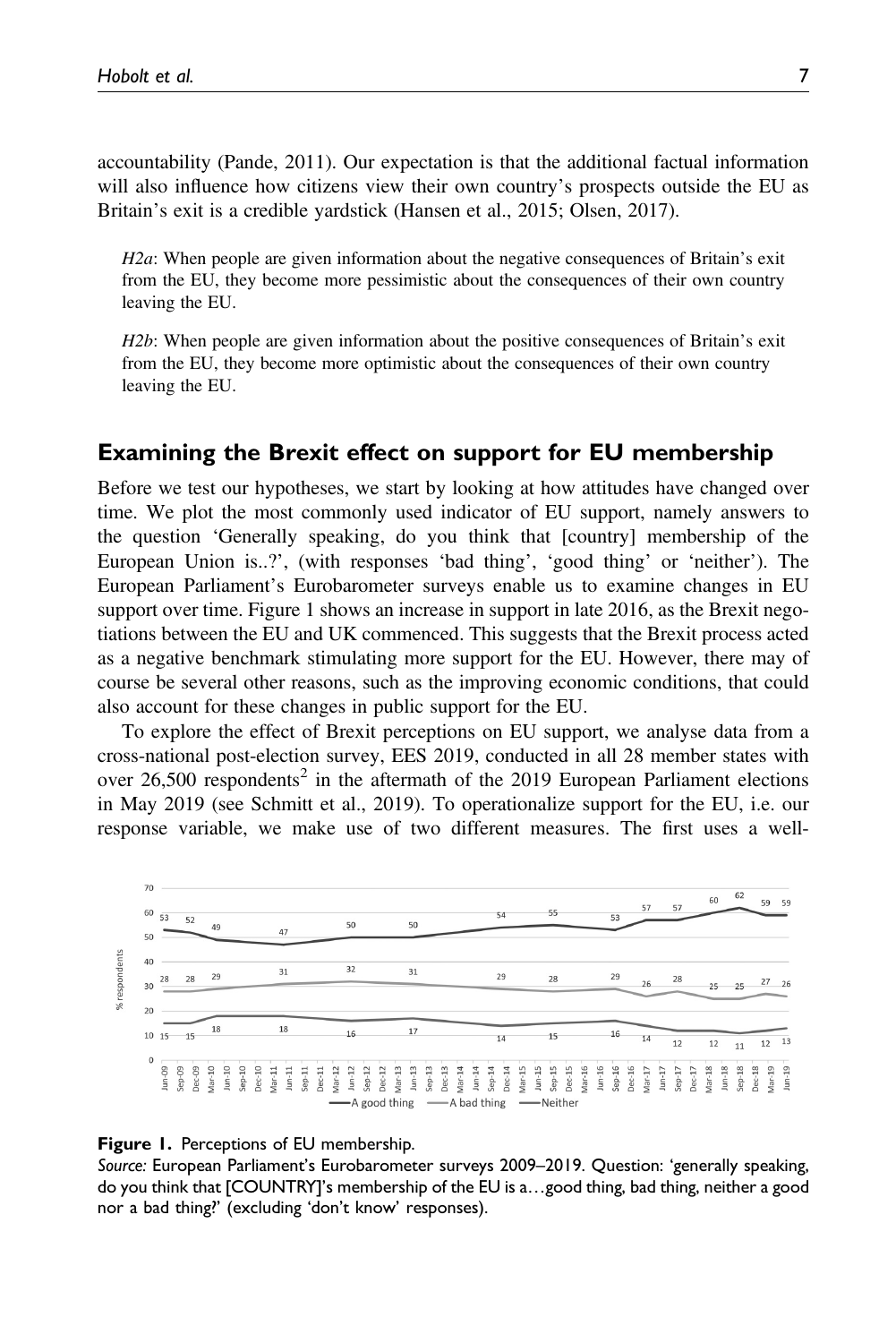accountability (Pande, 2011). Our expectation is that the additional factual information will also influence how citizens view their own country's prospects outside the EU as Britain's exit is a credible yardstick (Hansen et al., 2015; Olsen, 2017).

> *H2a*: When people are given information about the negative consequences of Britain's exit from the EU, they become more pessimistic about the consequences of their own country leaving the EU.

> *H2b*: When people are given information about the positive consequences of Britain's exit from the EU, they become more optimistic about the consequences of their own country leaving the EU.

## Examining the Brexit effect on support for EU membership

Before we test our hypotheses, we start by looking at how attitudes have changed over time. We plot the most commonly used indicator of EU support, namely answers to the question 'Generally speaking, do you think that [country] membership of the European Union is..?', (with responses 'bad thing', 'good thing' or 'neither'). The European Parliament's Eurobarometer surveys enable us to examine changes in EU support over time. Figure 1 shows an increase in support in late 2016, as the Brexit negotiations between the EU and UK commenced. This suggests that the Brexit process acted as a negative benchmark stimulating more support for the EU. However, there may of course be several other reasons, such as the improving economic conditions, that could also account for these changes in public support for the EU.

To explore the effect of Brexit perceptions on EU support, we analyse data from a cross-national post-election survey, EES 2019, conducted in all 28 member states with over 26,500 respondents[2] in the aftermath of the 2019 European Parliament elections in May 2019 (see Schmitt et al., 2019). To operationalize support for the EU, i.e. our response variable, we make use of two different measures. The first uses a well-

**Figure 1.** Perceptions of EU membership.

*Source:* European Parliament's Eurobarometer surveys 2009–2019. Question: 'generally speaking, do you think that [COUNTRY]'s membership of the EU is a…good thing, bad thing, neither a good nor a bad thing?' (excluding 'don't know' responses).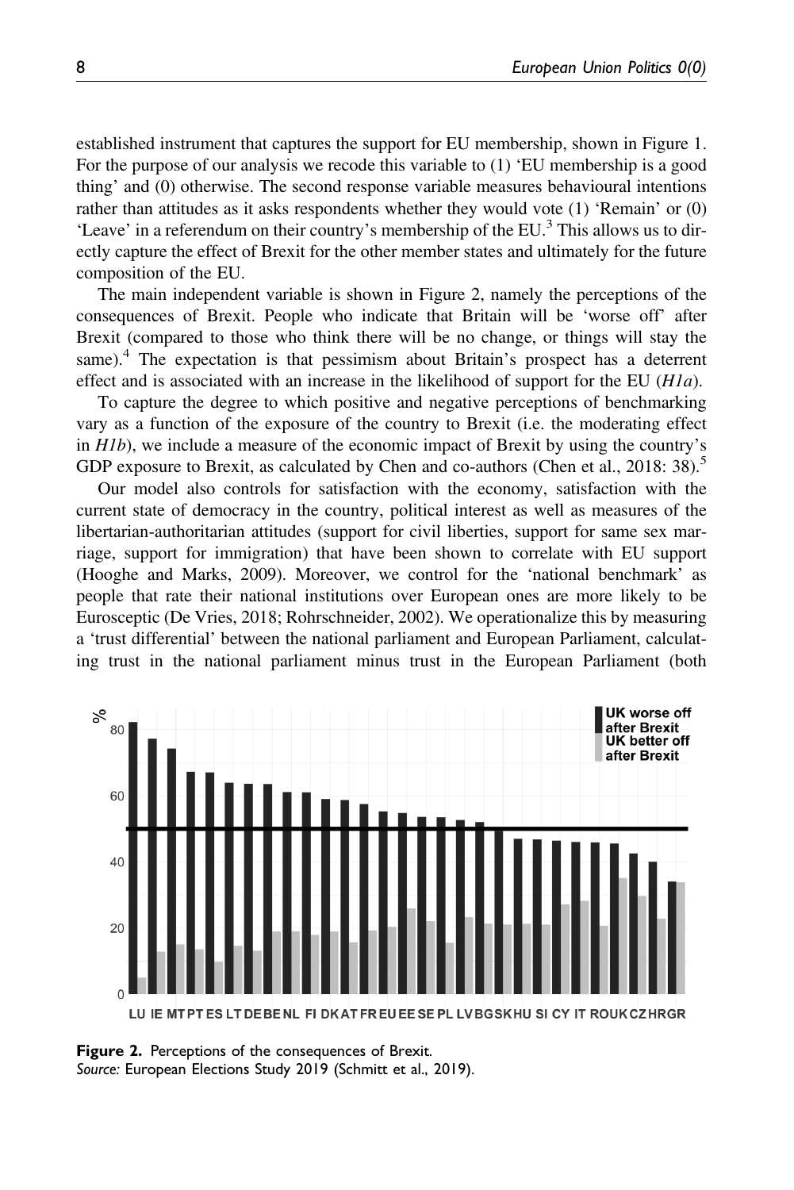established instrument that captures the support for EU membership, shown in Figure 1. For the purpose of our analysis we recode this variable to (1) 'EU membership is a good thing' and (0) otherwise. The second response variable measures behavioural intentions rather than attitudes as it asks respondents whether they would vote (1) 'Remain' or (0) 'Leave' in a referendum on their country's membership of the EU.[3] This allows us to directly capture the effect of Brexit for the other member states and ultimately for the future composition of the EU.

The main independent variable is shown in Figure 2, namely the perceptions of the consequences of Brexit. People who indicate that Britain will be 'worse off' after Brexit (compared to those who think there will be no change, or things will stay the same).[4] The expectation is that pessimism about Britain's prospect has a deterrent effect and is associated with an increase in the likelihood of support for the EU (*H1a*).

To capture the degree to which positive and negative perceptions of benchmarking vary as a function of the exposure of the country to Brexit (i.e. the moderating effect in *H1b*), we include a measure of the economic impact of Brexit by using the country's GDP exposure to Brexit, as calculated by Chen and co-authors (Chen et al., 2018: 38).[5]

Our model also controls for satisfaction with the economy, satisfaction with the current state of democracy in the country, political interest as well as measures of the libertarian-authoritarian attitudes (support for civil liberties, support for same sex marriage, support for immigration) that have been shown to correlate with EU support (Hooghe and Marks, 2009). Moreover, we control for the 'national benchmark' as people that rate their national institutions over European ones are more likely to be Eurosceptic (De Vries, 2018; Rohrschneider, 2002). We operationalize this by measuring a 'trust differential' between the national parliament and European Parliament, calculating trust in the national parliament minus trust in the European Parliament (both

**Figure 2.** Perceptions of the consequences of Brexit.
*Source:* European Elections Study 2019 (Schmitt et al., 2019).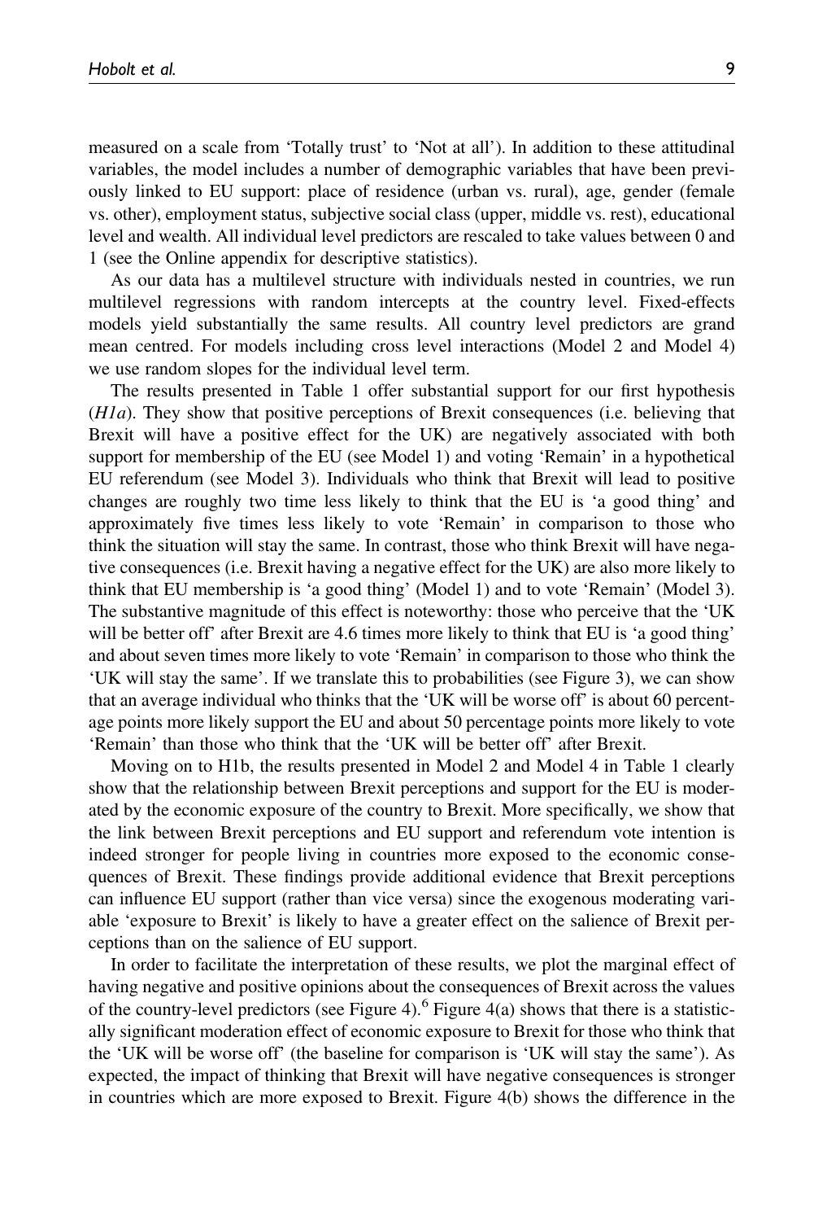measured on a scale from 'Totally trust' to 'Not at all'). In addition to these attitudinal variables, the model includes a number of demographic variables that have been previously linked to EU support: place of residence (urban vs. rural), age, gender (female vs. other), employment status, subjective social class (upper, middle vs. rest), educational level and wealth. All individual level predictors are rescaled to take values between 0 and 1 (see the Online appendix for descriptive statistics).

As our data has a multilevel structure with individuals nested in countries, we run multilevel regressions with random intercepts at the country level. Fixed-effects models yield substantially the same results. All country level predictors are grand mean centred. For models including cross level interactions (Model 2 and Model 4) we use random slopes for the individual level term.

The results presented in Table 1 offer substantial support for our first hypothesis (*H1a*). They show that positive perceptions of Brexit consequences (i.e. believing that Brexit will have a positive effect for the UK) are negatively associated with both support for membership of the EU (see Model 1) and voting 'Remain' in a hypothetical EU referendum (see Model 3). Individuals who think that Brexit will lead to positive changes are roughly two time less likely to think that the EU is 'a good thing' and approximately five times less likely to vote 'Remain' in comparison to those who think the situation will stay the same. In contrast, those who think Brexit will have negative consequences (i.e. Brexit having a negative effect for the UK) are also more likely to think that EU membership is 'a good thing' (Model 1) and to vote 'Remain' (Model 3). The substantive magnitude of this effect is noteworthy: those who perceive that the 'UK will be better off' after Brexit are 4.6 times more likely to think that EU is 'a good thing' and about seven times more likely to vote 'Remain' in comparison to those who think the 'UK will stay the same'. If we translate this to probabilities (see Figure 3), we can show that an average individual who thinks that the 'UK will be worse off' is about 60 percentage points more likely support the EU and about 50 percentage points more likely to vote 'Remain' than those who think that the 'UK will be better off' after Brexit.

Moving on to H1b, the results presented in Model 2 and Model 4 in Table 1 clearly show that the relationship between Brexit perceptions and support for the EU is moderated by the economic exposure of the country to Brexit. More specifically, we show that the link between Brexit perceptions and EU support and referendum vote intention is indeed stronger for people living in countries more exposed to the economic consequences of Brexit. These findings provide additional evidence that Brexit perceptions can influence EU support (rather than vice versa) since the exogenous moderating variable 'exposure to Brexit' is likely to have a greater effect on the salience of Brexit perceptions than on the salience of EU support.

In order to facilitate the interpretation of these results, we plot the marginal effect of having negative and positive opinions about the consequences of Brexit across the values of the country-level predictors (see Figure 4).[6] Figure 4(a) shows that there is a statistically significant moderation effect of economic exposure to Brexit for those who think that the 'UK will be worse off' (the baseline for comparison is 'UK will stay the same'). As expected, the impact of thinking that Brexit will have negative consequences is stronger in countries which are more exposed to Brexit. Figure 4(b) shows the difference in the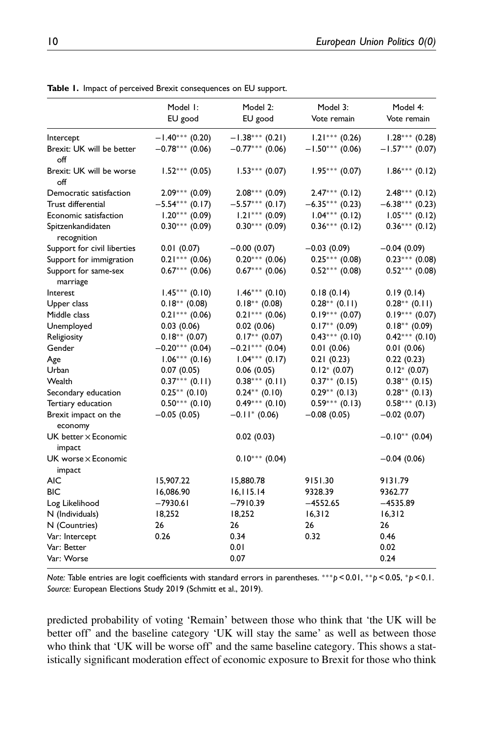**Table 1.** Impact of perceived Brexit consequences on EU support.

| | Model 1: EU good | Model 2: EU good | Model 3: Vote remain | Model 4: Vote remain |
|---|---|---|---|---|
| Intercept | −1.40*** (0.20) | −1.38*** (0.21) | 1.21*** (0.26) | 1.28*** (0.28) |
| Brexit: UK will be better off | −0.78*** (0.06) | −0.77*** (0.06) | −1.50*** (0.06) | −1.57*** (0.07) |
| Brexit: UK will be worse off | 1.52*** (0.05) | 1.53*** (0.07) | 1.95*** (0.07) | 1.86*** (0.12) |
| Democratic satisfaction | 2.09*** (0.09) | 2.08*** (0.09) | 2.47*** (0.12) | 2.48*** (0.12) |
| Trust differential | −5.54*** (0.17) | −5.57*** (0.17) | −6.35*** (0.23) | −6.38*** (0.23) |
| Economic satisfaction | 1.20*** (0.09) | 1.21*** (0.09) | 1.04*** (0.12) | 1.05*** (0.12) |
| Spitzenkandidaten recognition | 0.30*** (0.09) | 0.30*** (0.09) | 0.36*** (0.12) | 0.36*** (0.12) |
| Support for civil liberties | 0.01 (0.07) | −0.00 (0.07) | −0.03 (0.09) | −0.04 (0.09) |
| Support for immigration | 0.21*** (0.06) | 0.20*** (0.06) | 0.25*** (0.08) | 0.23*** (0.08) |
| Support for same-sex marriage | 0.67*** (0.06) | 0.67*** (0.06) | 0.52*** (0.08) | 0.52*** (0.08) |
| Interest | 1.45*** (0.10) | 1.46*** (0.10) | 0.18 (0.14) | 0.19 (0.14) |
| Upper class | 0.18** (0.08) | 0.18** (0.08) | 0.28** (0.11) | 0.28** (0.11) |
| Middle class | 0.21*** (0.06) | 0.21*** (0.06) | 0.19*** (0.07) | 0.19*** (0.07) |
| Unemployed | 0.03 (0.06) | 0.02 (0.06) | 0.17** (0.09) | 0.18** (0.09) |
| Religiosity | 0.18** (0.07) | 0.17** (0.07) | 0.43*** (0.10) | 0.42*** (0.10) |
| Gender | −0.20*** (0.04) | −0.21*** (0.04) | 0.01 (0.06) | 0.01 (0.06) |
| Age | 1.06*** (0.16) | 1.04*** (0.17) | 0.21 (0.23) | 0.22 (0.23) |
| Urban | 0.07 (0.05) | 0.06 (0.05) | 0.12* (0.07) | 0.12* (0.07) |
| Wealth | 0.37*** (0.11) | 0.38*** (0.11) | 0.37** (0.15) | 0.38** (0.15) |
| Secondary education | 0.25** (0.10) | 0.24** (0.10) | 0.29** (0.13) | 0.28** (0.13) |
| Tertiary education | 0.50*** (0.10) | 0.49*** (0.10) | 0.59*** (0.13) | 0.58*** (0.13) |
| Brexit impact on the economy | −0.05 (0.05) | −0.11* (0.06) | −0.08 (0.05) | −0.02 (0.07) |
| UK better × Economic impact | | 0.02 (0.03) | | −0.10** (0.04) |
| UK worse × Economic impact | | 0.10*** (0.04) | | −0.04 (0.06) |
| AIC | 15,907.22 | 15,880.78 | 9151.30 | 9131.79 |
| BIC | 16,086.90 | 16,115.14 | 9328.39 | 9362.77 |
| Log Likelihood | −7930.61 | −7910.39 | −4552.65 | −4535.89 |
| N (Individuals) | 18,252 | 18,252 | 16,312 | 16,312 |
| N (Countries) | 26 | 26 | 26 | 26 |
| Var: Intercept | 0.26 | 0.34 | 0.32 | 0.46 |
| Var: Better | | 0.01 | | 0.02 |
| Var: Worse | | 0.07 | | 0.24 |

*Note:* Table entries are logit coefficients with standard errors in parentheses. ***$p < 0.01$, **$p < 0.05$, *$p < 0.1$.
*Source:* European Elections Study 2019 (Schmitt et al., 2019).

predicted probability of voting 'Remain' between those who think that 'the UK will be better off' and the baseline category 'UK will stay the same' as well as between those who think that 'UK will be worse off' and the same baseline category. This shows a statistically significant moderation effect of economic exposure to Brexit for those who think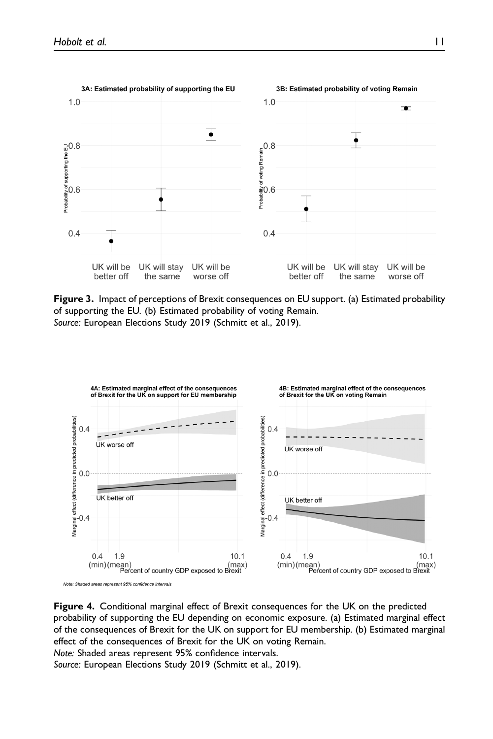**Figure 3.** Impact of perceptions of Brexit consequences on EU support. (a) Estimated probability of supporting the EU. (b) Estimated probability of voting Remain.
*Source:* European Elections Study 2019 (Schmitt et al., 2019).

**Figure 4.** Conditional marginal effect of Brexit consequences for the UK on the predicted probability of supporting the EU depending on economic exposure. (a) Estimated marginal effect of the consequences of Brexit for the UK on support for EU membership. (b) Estimated marginal effect of the consequences of Brexit for the UK on voting Remain.
*Note:* Shaded areas represent 95% confidence intervals.
*Source:* European Elections Study 2019 (Schmitt et al., 2019).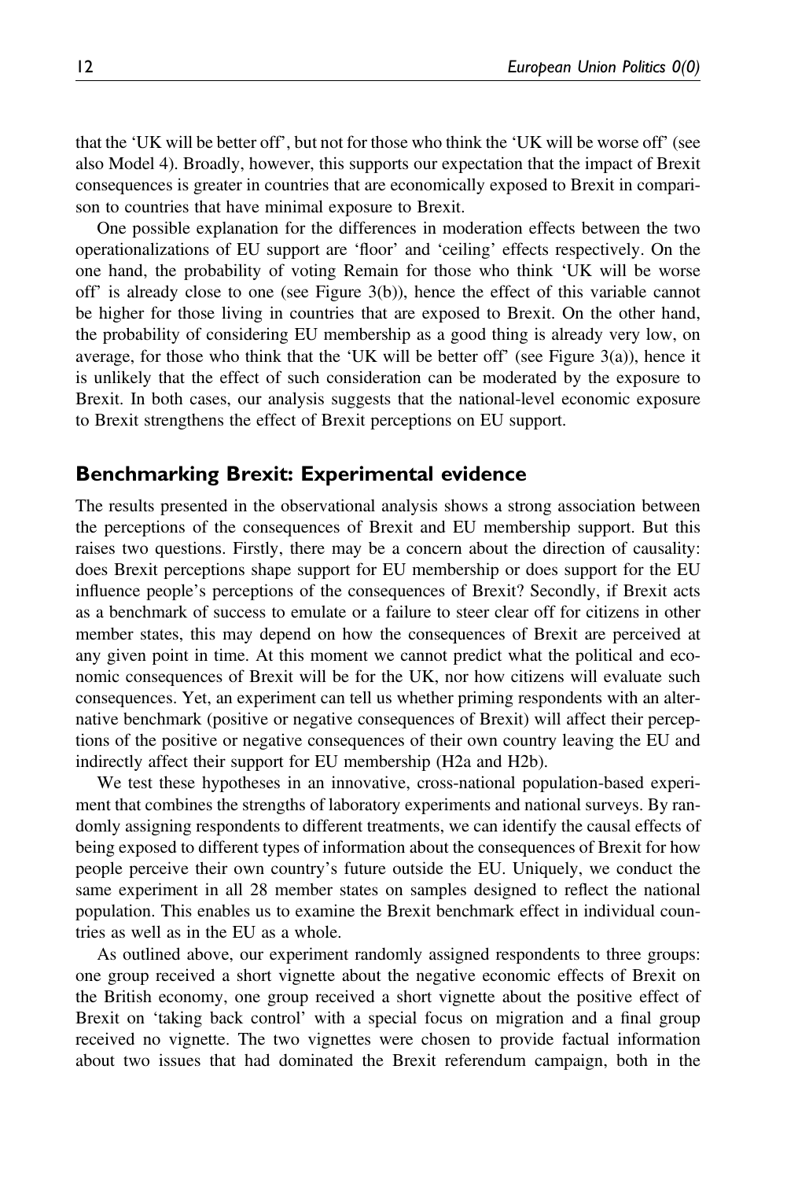that the 'UK will be better off', but not for those who think the 'UK will be worse off' (see also Model 4). Broadly, however, this supports our expectation that the impact of Brexit consequences is greater in countries that are economically exposed to Brexit in comparison to countries that have minimal exposure to Brexit.

One possible explanation for the differences in moderation effects between the two operationalizations of EU support are 'floor' and 'ceiling' effects respectively. On the one hand, the probability of voting Remain for those who think 'UK will be worse off' is already close to one (see Figure 3(b)), hence the effect of this variable cannot be higher for those living in countries that are exposed to Brexit. On the other hand, the probability of considering EU membership as a good thing is already very low, on average, for those who think that the 'UK will be better off' (see Figure 3(a)), hence it is unlikely that the effect of such consideration can be moderated by the exposure to Brexit. In both cases, our analysis suggests that the national-level economic exposure to Brexit strengthens the effect of Brexit perceptions on EU support.

## Benchmarking Brexit: Experimental evidence

The results presented in the observational analysis shows a strong association between the perceptions of the consequences of Brexit and EU membership support. But this raises two questions. Firstly, there may be a concern about the direction of causality: does Brexit perceptions shape support for EU membership or does support for the EU influence people's perceptions of the consequences of Brexit? Secondly, if Brexit acts as a benchmark of success to emulate or a failure to steer clear off for citizens in other member states, this may depend on how the consequences of Brexit are perceived at any given point in time. At this moment we cannot predict what the political and economic consequences of Brexit will be for the UK, nor how citizens will evaluate such consequences. Yet, an experiment can tell us whether priming respondents with an alternative benchmark (positive or negative consequences of Brexit) will affect their perceptions of the positive or negative consequences of their own country leaving the EU and indirectly affect their support for EU membership (H2a and H2b).

We test these hypotheses in an innovative, cross-national population-based experiment that combines the strengths of laboratory experiments and national surveys. By randomly assigning respondents to different treatments, we can identify the causal effects of being exposed to different types of information about the consequences of Brexit for how people perceive their own country's future outside the EU. Uniquely, we conduct the same experiment in all 28 member states on samples designed to reflect the national population. This enables us to examine the Brexit benchmark effect in individual countries as well as in the EU as a whole.

As outlined above, our experiment randomly assigned respondents to three groups: one group received a short vignette about the negative economic effects of Brexit on the British economy, one group received a short vignette about the positive effect of Brexit on 'taking back control' with a special focus on migration and a final group received no vignette. The two vignettes were chosen to provide factual information about two issues that had dominated the Brexit referendum campaign, both in the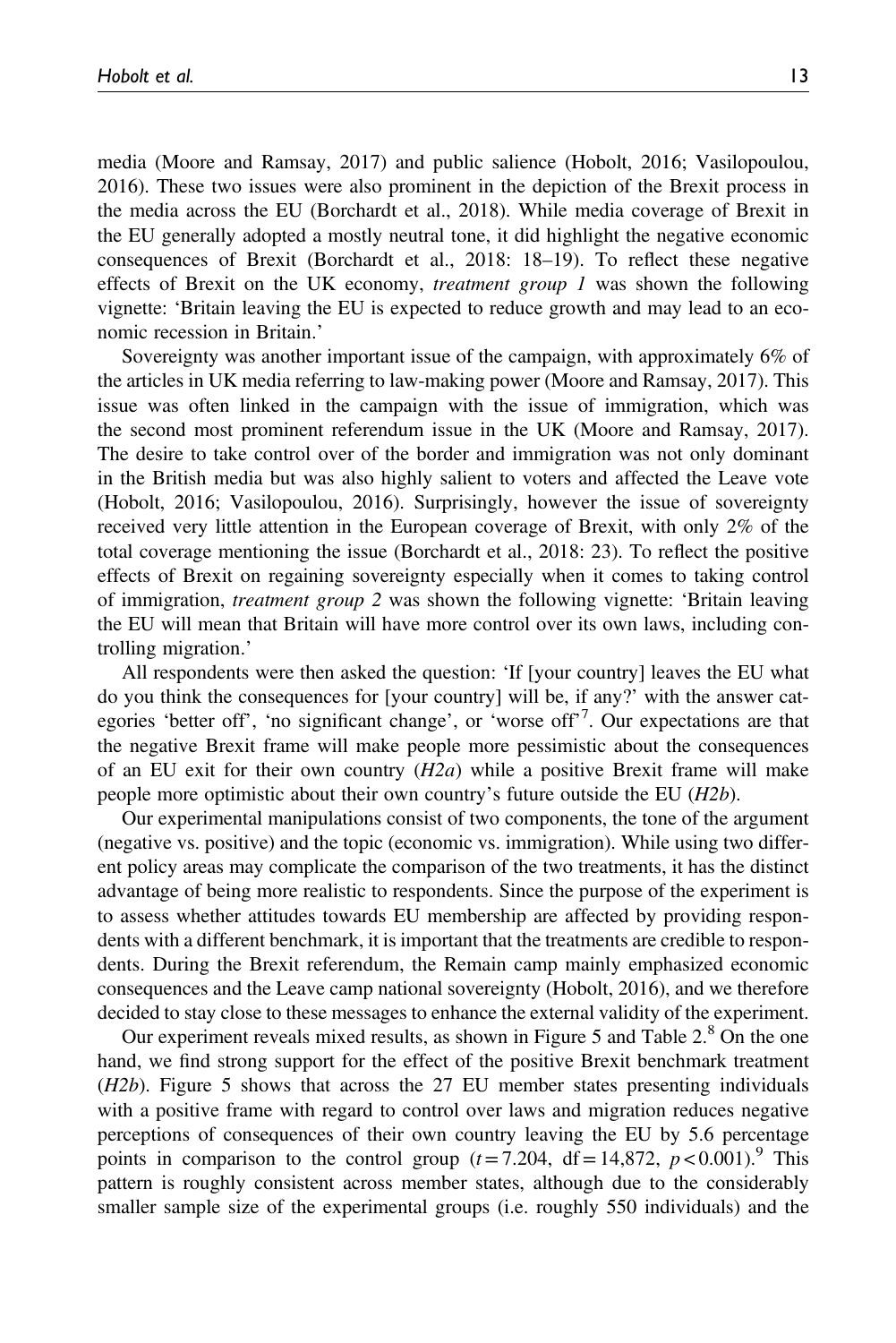media (Moore and Ramsay, 2017) and public salience (Hobolt, 2016; Vasilopoulou, 2016). These two issues were also prominent in the depiction of the Brexit process in the media across the EU (Borchardt et al., 2018). While media coverage of Brexit in the EU generally adopted a mostly neutral tone, it did highlight the negative economic consequences of Brexit (Borchardt et al., 2018: 18–19). To reflect these negative effects of Brexit on the UK economy, *treatment group 1* was shown the following vignette: 'Britain leaving the EU is expected to reduce growth and may lead to an economic recession in Britain.'

Sovereignty was another important issue of the campaign, with approximately 6% of the articles in UK media referring to law-making power (Moore and Ramsay, 2017). This issue was often linked in the campaign with the issue of immigration, which was the second most prominent referendum issue in the UK (Moore and Ramsay, 2017). The desire to take control over of the border and immigration was not only dominant in the British media but was also highly salient to voters and affected the Leave vote (Hobolt, 2016; Vasilopoulou, 2016). Surprisingly, however the issue of sovereignty received very little attention in the European coverage of Brexit, with only 2% of the total coverage mentioning the issue (Borchardt et al., 2018: 23). To reflect the positive effects of Brexit on regaining sovereignty especially when it comes to taking control of immigration, *treatment group 2* was shown the following vignette: 'Britain leaving the EU will mean that Britain will have more control over its own laws, including controlling migration.'

All respondents were then asked the question: 'If [your country] leaves the EU what do you think the consequences for [your country] will be, if any?' with the answer categories 'better off', 'no significant change', or 'worse off'[7]. Our expectations are that the negative Brexit frame will make people more pessimistic about the consequences of an EU exit for their own country (*H2a*) while a positive Brexit frame will make people more optimistic about their own country's future outside the EU (*H2b*).

Our experimental manipulations consist of two components, the tone of the argument (negative vs. positive) and the topic (economic vs. immigration). While using two different policy areas may complicate the comparison of the two treatments, it has the distinct advantage of being more realistic to respondents. Since the purpose of the experiment is to assess whether attitudes towards EU membership are affected by providing respondents with a different benchmark, it is important that the treatments are credible to respondents. During the Brexit referendum, the Remain camp mainly emphasized economic consequences and the Leave camp national sovereignty (Hobolt, 2016), and we therefore decided to stay close to these messages to enhance the external validity of the experiment.

Our experiment reveals mixed results, as shown in Figure 5 and Table 2.[8] On the one hand, we find strong support for the effect of the positive Brexit benchmark treatment (*H2b*). Figure 5 shows that across the 27 EU member states presenting individuals with a positive frame with regard to control over laws and migration reduces negative perceptions of consequences of their own country leaving the EU by 5.6 percentage points in comparison to the control group ($t = 7.204$, $\mathrm{df} = 14{,}872$, $p < 0.001$).[9] This pattern is roughly consistent across member states, although due to the considerably smaller sample size of the experimental groups (i.e. roughly 550 individuals) and the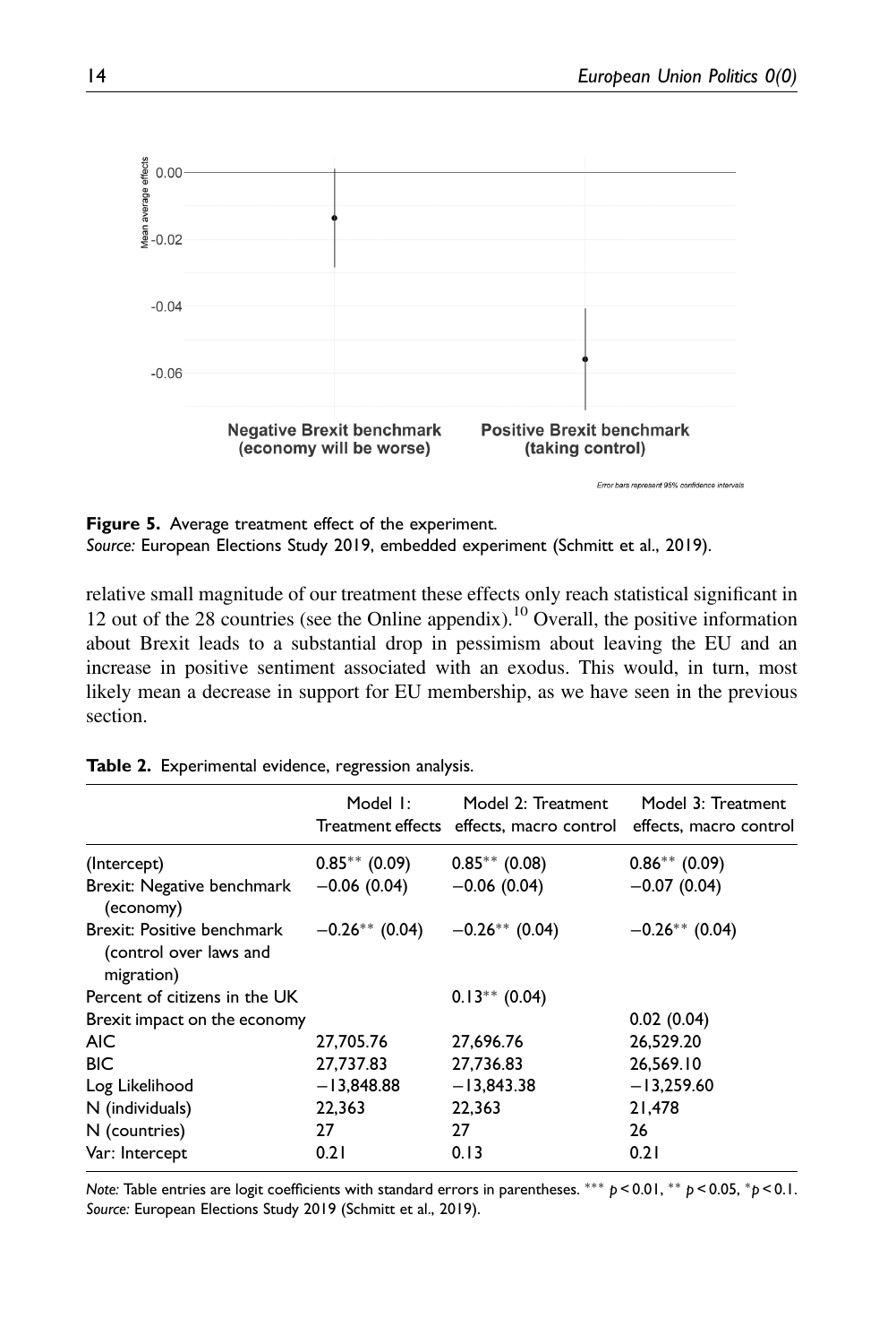Figure 5. Average treatment effect of the experiment.
*Source:* European Elections Study 2019, embedded experiment (Schmitt et al., 2019).

relative small magnitude of our treatment these effects only reach statistical significant in 12 out of the 28 countries (see the Online appendix).[10] Overall, the positive information about Brexit leads to a substantial drop in pessimism about leaving the EU and an increase in positive sentiment associated with an exodus. This would, in turn, most likely mean a decrease in support for EU membership, as we have seen in the previous section.

**Table 2.** Experimental evidence, regression analysis.

| | Model 1: Treatment effects | Model 2: Treatment effects, macro control | Model 3: Treatment effects, macro control |
|---|---|---|---|
| (Intercept) | 0.85** (0.09) | 0.85** (0.08) | 0.86** (0.09) |
| Brexit: Negative benchmark (economy) | −0.06 (0.04) | −0.06 (0.04) | −0.07 (0.04) |
| Brexit: Positive benchmark (control over laws and migration) | −0.26** (0.04) | −0.26** (0.04) | −0.26** (0.04) |
| Percent of citizens in the UK | | 0.13** (0.04) | |
| Brexit impact on the economy | | | 0.02 (0.04) |
| AIC | 27,705.76 | 27,696.76 | 26,529.20 |
| BIC | 27,737.83 | 27,736.83 | 26,569.10 |
| Log Likelihood | −13,848.88 | −13,843.38 | −13,259.60 |
| N (individuals) | 22,363 | 22,363 | 21,478 |
| N (countries) | 27 | 27 | 26 |
| Var: Intercept | 0.21 | 0.13 | 0.21 |

*Note:* Table entries are logit coefficients with standard errors in parentheses. *** $p < 0.01$, ** $p < 0.05$, * $p < 0.1$.
*Source:* European Elections Study 2019 (Schmitt et al., 2019).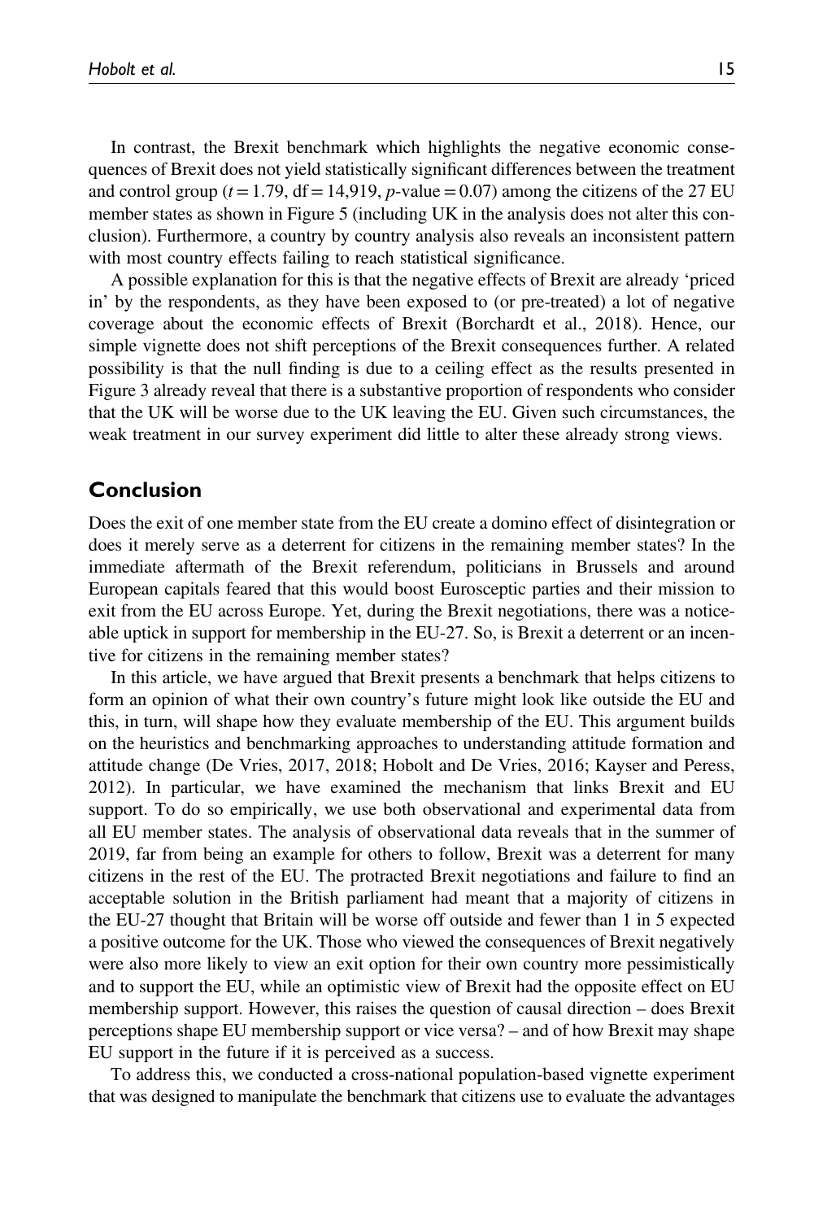In contrast, the Brexit benchmark which highlights the negative economic consequences of Brexit does not yield statistically significant differences between the treatment and control group ($t = 1.79$, $df = 14,919$, $p$-value $= 0.07$) among the citizens of the 27 EU member states as shown in Figure 5 (including UK in the analysis does not alter this conclusion). Furthermore, a country by country analysis also reveals an inconsistent pattern with most country effects failing to reach statistical significance.

A possible explanation for this is that the negative effects of Brexit are already 'priced in' by the respondents, as they have been exposed to (or pre-treated) a lot of negative coverage about the economic effects of Brexit (Borchardt et al., 2018). Hence, our simple vignette does not shift perceptions of the Brexit consequences further. A related possibility is that the null finding is due to a ceiling effect as the results presented in Figure 3 already reveal that there is a substantive proportion of respondents who consider that the UK will be worse due to the UK leaving the EU. Given such circumstances, the weak treatment in our survey experiment did little to alter these already strong views.

## Conclusion

Does the exit of one member state from the EU create a domino effect of disintegration or does it merely serve as a deterrent for citizens in the remaining member states? In the immediate aftermath of the Brexit referendum, politicians in Brussels and around European capitals feared that this would boost Eurosceptic parties and their mission to exit from the EU across Europe. Yet, during the Brexit negotiations, there was a noticeable uptick in support for membership in the EU-27. So, is Brexit a deterrent or an incentive for citizens in the remaining member states?

In this article, we have argued that Brexit presents a benchmark that helps citizens to form an opinion of what their own country's future might look like outside the EU and this, in turn, will shape how they evaluate membership of the EU. This argument builds on the heuristics and benchmarking approaches to understanding attitude formation and attitude change (De Vries, 2017, 2018; Hobolt and De Vries, 2016; Kayser and Peress, 2012). In particular, we have examined the mechanism that links Brexit and EU support. To do so empirically, we use both observational and experimental data from all EU member states. The analysis of observational data reveals that in the summer of 2019, far from being an example for others to follow, Brexit was a deterrent for many citizens in the rest of the EU. The protracted Brexit negotiations and failure to find an acceptable solution in the British parliament had meant that a majority of citizens in the EU-27 thought that Britain will be worse off outside and fewer than 1 in 5 expected a positive outcome for the UK. Those who viewed the consequences of Brexit negatively were also more likely to view an exit option for their own country more pessimistically and to support the EU, while an optimistic view of Brexit had the opposite effect on EU membership support. However, this raises the question of causal direction – does Brexit perceptions shape EU membership support or vice versa? – and of how Brexit may shape EU support in the future if it is perceived as a success.

To address this, we conducted a cross-national population-based vignette experiment that was designed to manipulate the benchmark that citizens use to evaluate the advantages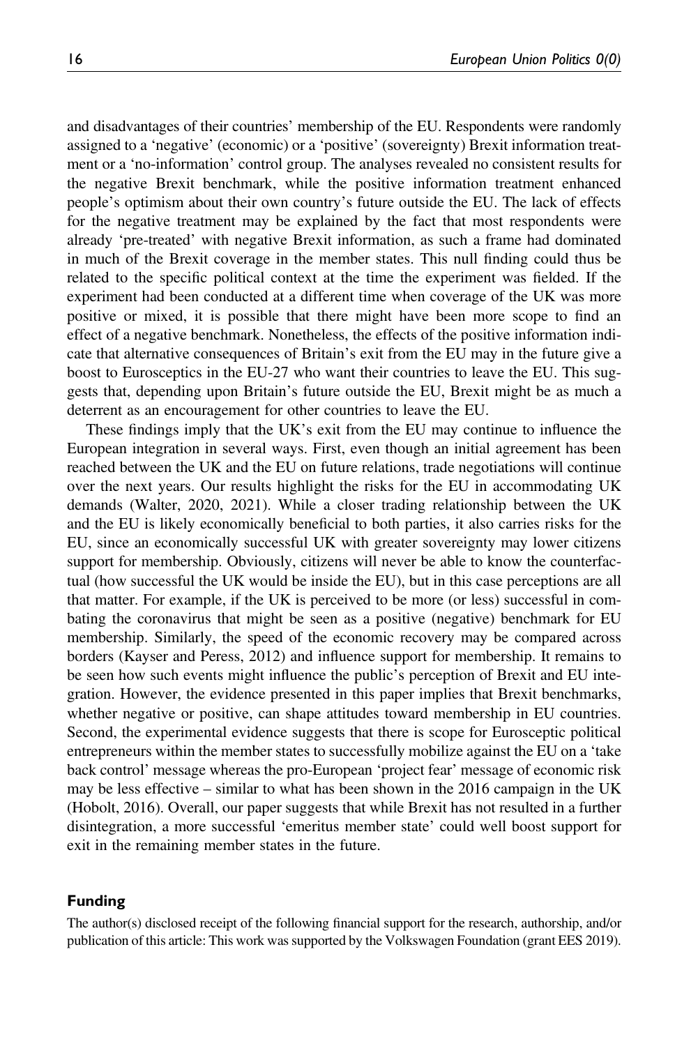and disadvantages of their countries' membership of the EU. Respondents were randomly assigned to a 'negative' (economic) or a 'positive' (sovereignty) Brexit information treatment or a 'no-information' control group. The analyses revealed no consistent results for the negative Brexit benchmark, while the positive information treatment enhanced people's optimism about their own country's future outside the EU. The lack of effects for the negative treatment may be explained by the fact that most respondents were already 'pre-treated' with negative Brexit information, as such a frame had dominated in much of the Brexit coverage in the member states. This null finding could thus be related to the specific political context at the time the experiment was fielded. If the experiment had been conducted at a different time when coverage of the UK was more positive or mixed, it is possible that there might have been more scope to find an effect of a negative benchmark. Nonetheless, the effects of the positive information indicate that alternative consequences of Britain's exit from the EU may in the future give a boost to Eurosceptics in the EU-27 who want their countries to leave the EU. This suggests that, depending upon Britain's future outside the EU, Brexit might be as much a deterrent as an encouragement for other countries to leave the EU.

These findings imply that the UK's exit from the EU may continue to influence the European integration in several ways. First, even though an initial agreement has been reached between the UK and the EU on future relations, trade negotiations will continue over the next years. Our results highlight the risks for the EU in accommodating UK demands (Walter, 2020, 2021). While a closer trading relationship between the UK and the EU is likely economically beneficial to both parties, it also carries risks for the EU, since an economically successful UK with greater sovereignty may lower citizens support for membership. Obviously, citizens will never be able to know the counterfactual (how successful the UK would be inside the EU), but in this case perceptions are all that matter. For example, if the UK is perceived to be more (or less) successful in combating the coronavirus that might be seen as a positive (negative) benchmark for EU membership. Similarly, the speed of the economic recovery may be compared across borders (Kayser and Peress, 2012) and influence support for membership. It remains to be seen how such events might influence the public's perception of Brexit and EU integration. However, the evidence presented in this paper implies that Brexit benchmarks, whether negative or positive, can shape attitudes toward membership in EU countries. Second, the experimental evidence suggests that there is scope for Eurosceptic political entrepreneurs within the member states to successfully mobilize against the EU on a 'take back control' message whereas the pro-European 'project fear' message of economic risk may be less effective – similar to what has been shown in the 2016 campaign in the UK (Hobolt, 2016). Overall, our paper suggests that while Brexit has not resulted in a further disintegration, a more successful 'emeritus member state' could well boost support for exit in the remaining member states in the future.

## Funding

The author(s) disclosed receipt of the following financial support for the research, authorship, and/or publication of this article: This work was supported by the Volkswagen Foundation (grant EES 2019).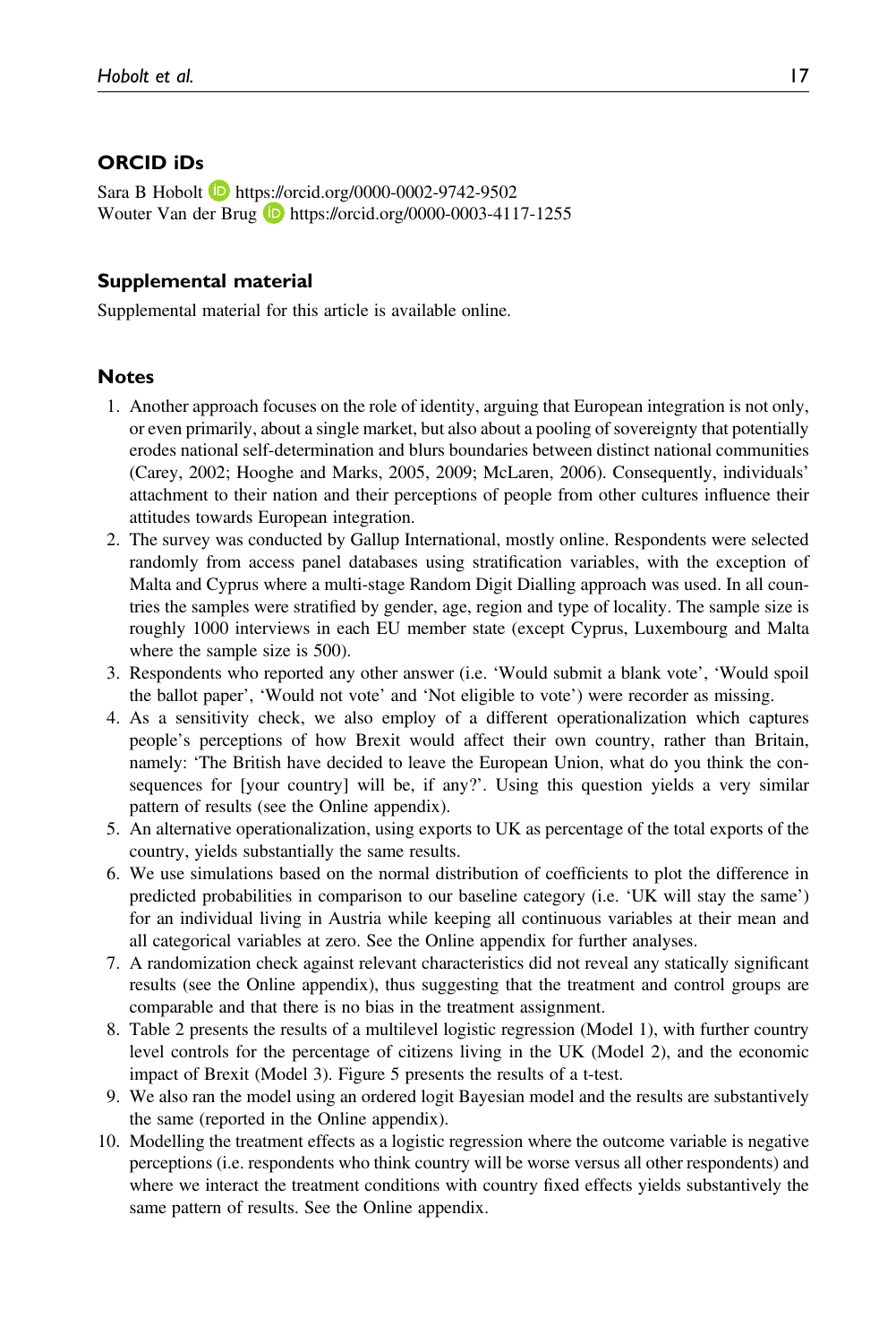## ORCID iDs

Sara B Hobolt https://orcid.org/0000-0002-9742-9502
Wouter Van der Brug https://orcid.org/0000-0003-4117-1255

## Supplemental material

Supplemental material for this article is available online.

## Notes

1. Another approach focuses on the role of identity, arguing that European integration is not only, or even primarily, about a single market, but also about a pooling of sovereignty that potentially erodes national self-determination and blurs boundaries between distinct national communities (Carey, 2002; Hooghe and Marks, 2005, 2009; McLaren, 2006). Consequently, individuals' attachment to their nation and their perceptions of people from other cultures influence their attitudes towards European integration.
2. The survey was conducted by Gallup International, mostly online. Respondents were selected randomly from access panel databases using stratification variables, with the exception of Malta and Cyprus where a multi-stage Random Digit Dialling approach was used. In all countries the samples were stratified by gender, age, region and type of locality. The sample size is roughly 1000 interviews in each EU member state (except Cyprus, Luxembourg and Malta where the sample size is 500).
3. Respondents who reported any other answer (i.e. 'Would submit a blank vote', 'Would spoil the ballot paper', 'Would not vote' and 'Not eligible to vote') were recorder as missing.
4. As a sensitivity check, we also employ of a different operationalization which captures people's perceptions of how Brexit would affect their own country, rather than Britain, namely: 'The British have decided to leave the European Union, what do you think the consequences for [your country] will be, if any?'. Using this question yields a very similar pattern of results (see the Online appendix).
5. An alternative operationalization, using exports to UK as percentage of the total exports of the country, yields substantially the same results.
6. We use simulations based on the normal distribution of coefficients to plot the difference in predicted probabilities in comparison to our baseline category (i.e. 'UK will stay the same') for an individual living in Austria while keeping all continuous variables at their mean and all categorical variables at zero. See the Online appendix for further analyses.
7. A randomization check against relevant characteristics did not reveal any statically significant results (see the Online appendix), thus suggesting that the treatment and control groups are comparable and that there is no bias in the treatment assignment.
8. Table 2 presents the results of a multilevel logistic regression (Model 1), with further country level controls for the percentage of citizens living in the UK (Model 2), and the economic impact of Brexit (Model 3). Figure 5 presents the results of a t-test.
9. We also ran the model using an ordered logit Bayesian model and the results are substantively the same (reported in the Online appendix).
10. Modelling the treatment effects as a logistic regression where the outcome variable is negative perceptions (i.e. respondents who think country will be worse versus all other respondents) and where we interact the treatment conditions with country fixed effects yields substantively the same pattern of results. See the Online appendix.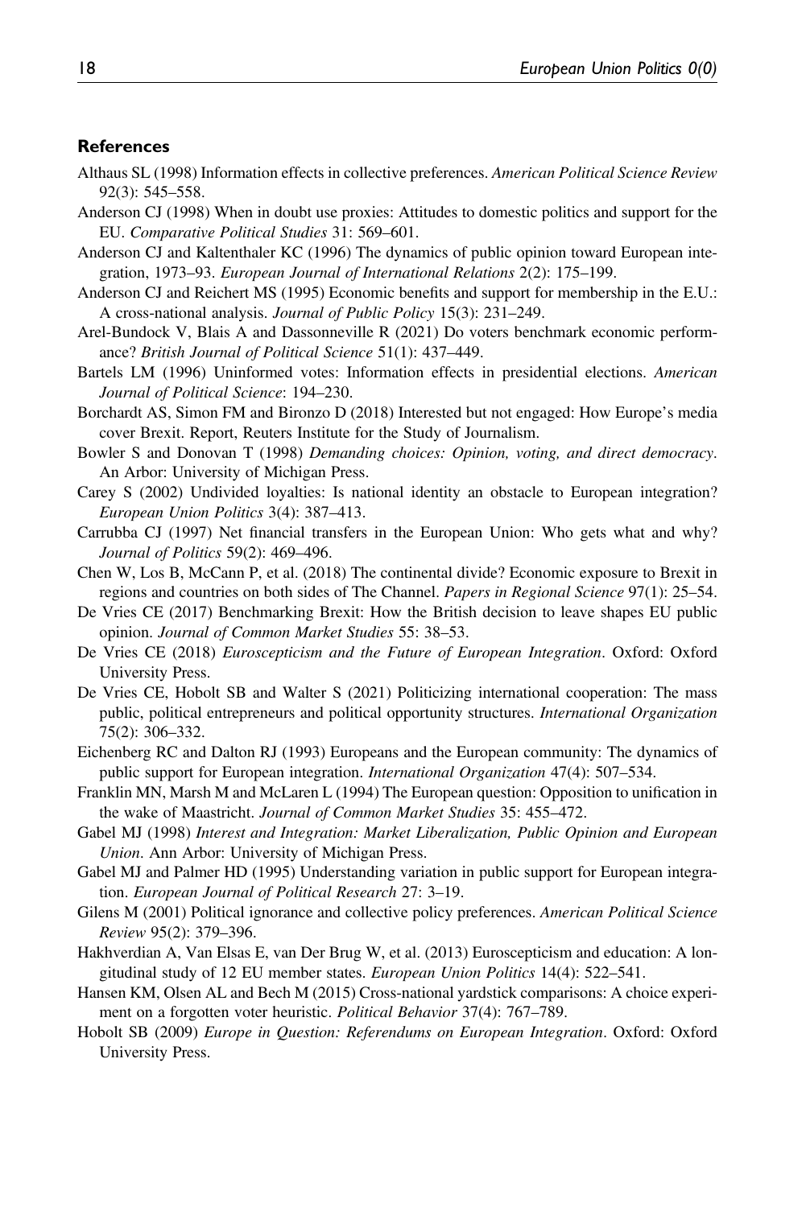## References

Althaus SL (1998) Information effects in collective preferences. *American Political Science Review* 92(3): 545–558.

Anderson CJ (1998) When in doubt use proxies: Attitudes to domestic politics and support for the EU. *Comparative Political Studies* 31: 569–601.

Anderson CJ and Kaltenthaler KC (1996) The dynamics of public opinion toward European integration, 1973–93. *European Journal of International Relations* 2(2): 175–199.

Anderson CJ and Reichert MS (1995) Economic benefits and support for membership in the E.U.: A cross-national analysis. *Journal of Public Policy* 15(3): 231–249.

Arel-Bundock V, Blais A and Dassonneville R (2021) Do voters benchmark economic performance? *British Journal of Political Science* 51(1): 437–449.

Bartels LM (1996) Uninformed votes: Information effects in presidential elections. *American Journal of Political Science*: 194–230.

Borchardt AS, Simon FM and Bironzo D (2018) Interested but not engaged: How Europe's media cover Brexit. Report, Reuters Institute for the Study of Journalism.

Bowler S and Donovan T (1998) *Demanding choices: Opinion, voting, and direct democracy*. An Arbor: University of Michigan Press.

Carey S (2002) Undivided loyalties: Is national identity an obstacle to European integration? *European Union Politics* 3(4): 387–413.

Carrubba CJ (1997) Net financial transfers in the European Union: Who gets what and why? *Journal of Politics* 59(2): 469–496.

Chen W, Los B, McCann P, et al. (2018) The continental divide? Economic exposure to Brexit in regions and countries on both sides of The Channel. *Papers in Regional Science* 97(1): 25–54.

De Vries CE (2017) Benchmarking Brexit: How the British decision to leave shapes EU public opinion. *Journal of Common Market Studies* 55: 38–53.

De Vries CE (2018) *Euroscepticism and the Future of European Integration*. Oxford: Oxford University Press.

De Vries CE, Hobolt SB and Walter S (2021) Politicizing international cooperation: The mass public, political entrepreneurs and political opportunity structures. *International Organization* 75(2): 306–332.

Eichenberg RC and Dalton RJ (1993) Europeans and the European community: The dynamics of public support for European integration. *International Organization* 47(4): 507–534.

Franklin MN, Marsh M and McLaren L (1994) The European question: Opposition to unification in the wake of Maastricht. *Journal of Common Market Studies* 35: 455–472.

Gabel MJ (1998) *Interest and Integration: Market Liberalization, Public Opinion and European Union*. Ann Arbor: University of Michigan Press.

Gabel MJ and Palmer HD (1995) Understanding variation in public support for European integration. *European Journal of Political Research* 27: 3–19.

Gilens M (2001) Political ignorance and collective policy preferences. *American Political Science Review* 95(2): 379–396.

Hakhverdian A, Van Elsas E, van Der Brug W, et al. (2013) Euroscepticism and education: A longitudinal study of 12 EU member states. *European Union Politics* 14(4): 522–541.

Hansen KM, Olsen AL and Bech M (2015) Cross-national yardstick comparisons: A choice experiment on a forgotten voter heuristic. *Political Behavior* 37(4): 767–789.

Hobolt SB (2009) *Europe in Question: Referendums on European Integration*. Oxford: Oxford University Press.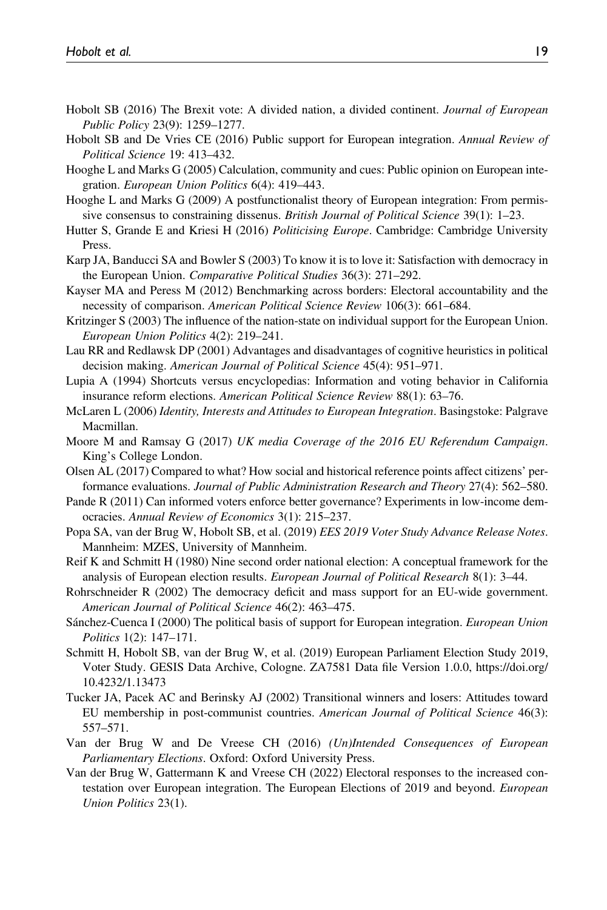Hobolt SB (2016) The Brexit vote: A divided nation, a divided continent. *Journal of European Public Policy* 23(9): 1259–1277.

Hobolt SB and De Vries CE (2016) Public support for European integration. *Annual Review of Political Science* 19: 413–432.

Hooghe L and Marks G (2005) Calculation, community and cues: Public opinion on European integration. *European Union Politics* 6(4): 419–443.

Hooghe L and Marks G (2009) A postfunctionalist theory of European integration: From permissive consensus to constraining dissenus. *British Journal of Political Science* 39(1): 1–23.

Hutter S, Grande E and Kriesi H (2016) *Politicising Europe*. Cambridge: Cambridge University Press.

Karp JA, Banducci SA and Bowler S (2003) To know it is to love it: Satisfaction with democracy in the European Union. *Comparative Political Studies* 36(3): 271–292.

Kayser MA and Peress M (2012) Benchmarking across borders: Electoral accountability and the necessity of comparison. *American Political Science Review* 106(3): 661–684.

Kritzinger S (2003) The influence of the nation-state on individual support for the European Union. *European Union Politics* 4(2): 219–241.

Lau RR and Redlawsk DP (2001) Advantages and disadvantages of cognitive heuristics in political decision making. *American Journal of Political Science* 45(4): 951–971.

Lupia A (1994) Shortcuts versus encyclopedias: Information and voting behavior in California insurance reform elections. *American Political Science Review* 88(1): 63–76.

McLaren L (2006) *Identity, Interests and Attitudes to European Integration*. Basingstoke: Palgrave Macmillan.

Moore M and Ramsay G (2017) *UK media Coverage of the 2016 EU Referendum Campaign*. King's College London.

Olsen AL (2017) Compared to what? How social and historical reference points affect citizens' performance evaluations. *Journal of Public Administration Research and Theory* 27(4): 562–580.

Pande R (2011) Can informed voters enforce better governance? Experiments in low-income democracies. *Annual Review of Economics* 3(1): 215–237.

Popa SA, van der Brug W, Hobolt SB, et al. (2019) *EES 2019 Voter Study Advance Release Notes*. Mannheim: MZES, University of Mannheim.

Reif K and Schmitt H (1980) Nine second order national election: A conceptual framework for the analysis of European election results. *European Journal of Political Research* 8(1): 3–44.

Rohrschneider R (2002) The democracy deficit and mass support for an EU-wide government. *American Journal of Political Science* 46(2): 463–475.

Sánchez-Cuenca I (2000) The political basis of support for European integration. *European Union Politics* 1(2): 147–171.

Schmitt H, Hobolt SB, van der Brug W, et al. (2019) European Parliament Election Study 2019, Voter Study. GESIS Data Archive, Cologne. ZA7581 Data file Version 1.0.0, https://doi.org/10.4232/1.13473

Tucker JA, Pacek AC and Berinsky AJ (2002) Transitional winners and losers: Attitudes toward EU membership in post-communist countries. *American Journal of Political Science* 46(3): 557–571.

Van der Brug W and De Vreese CH (2016) *(Un)Intended Consequences of European Parliamentary Elections*. Oxford: Oxford University Press.

Van der Brug W, Gattermann K and Vreese CH (2022) Electoral responses to the increased contestation over European integration. The European Elections of 2019 and beyond. *European Union Politics* 23(1).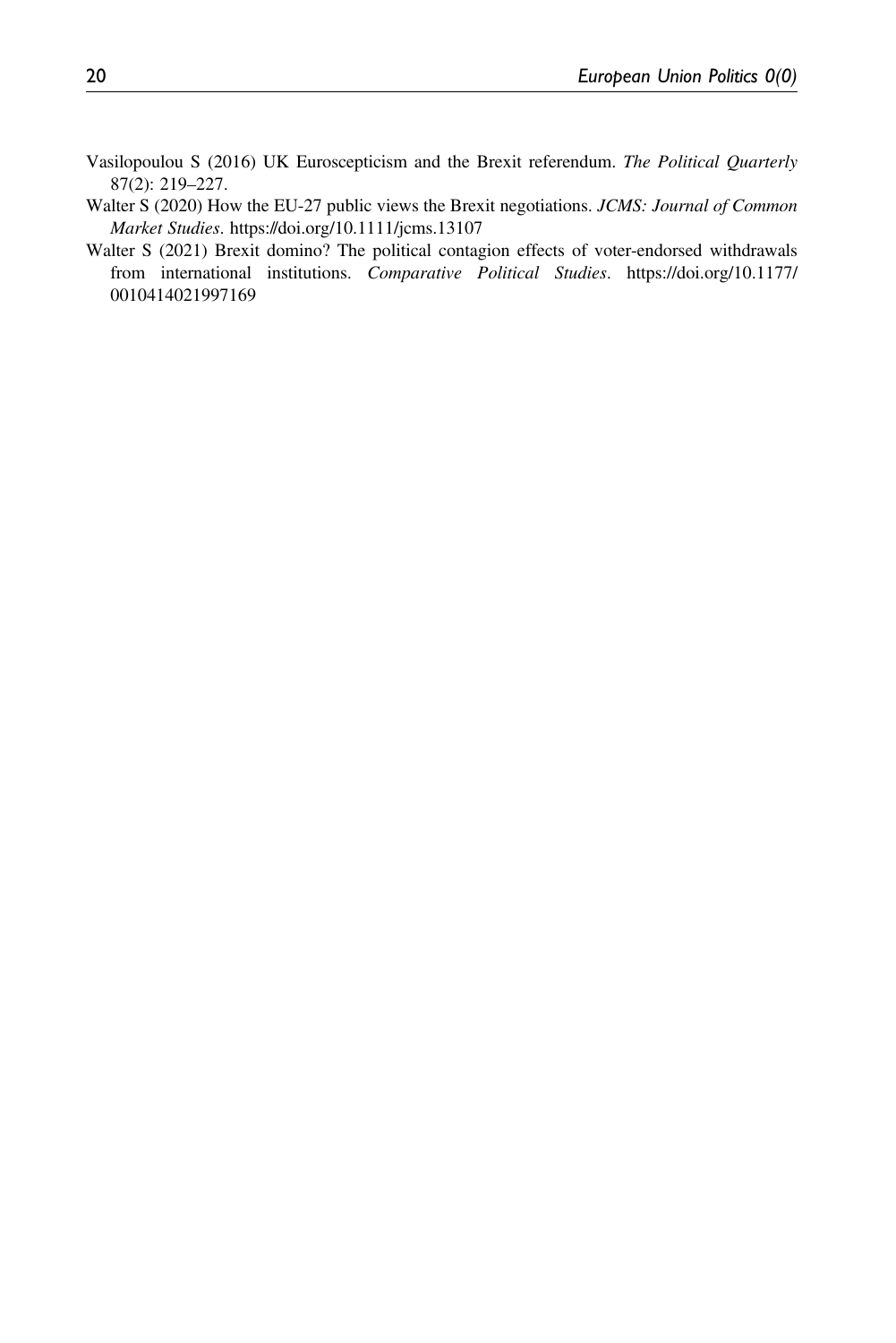Vasilopoulou S (2016) UK Euroscepticism and the Brexit referendum. *The Political Quarterly* 87(2): 219–227.

Walter S (2020) How the EU-27 public views the Brexit negotiations. *JCMS: Journal of Common Market Studies*. https://doi.org/10.1111/jcms.13107

Walter S (2021) Brexit domino? The political contagion effects of voter-endorsed withdrawals from international institutions. *Comparative Political Studies*. https://doi.org/10.1177/0010414021997169